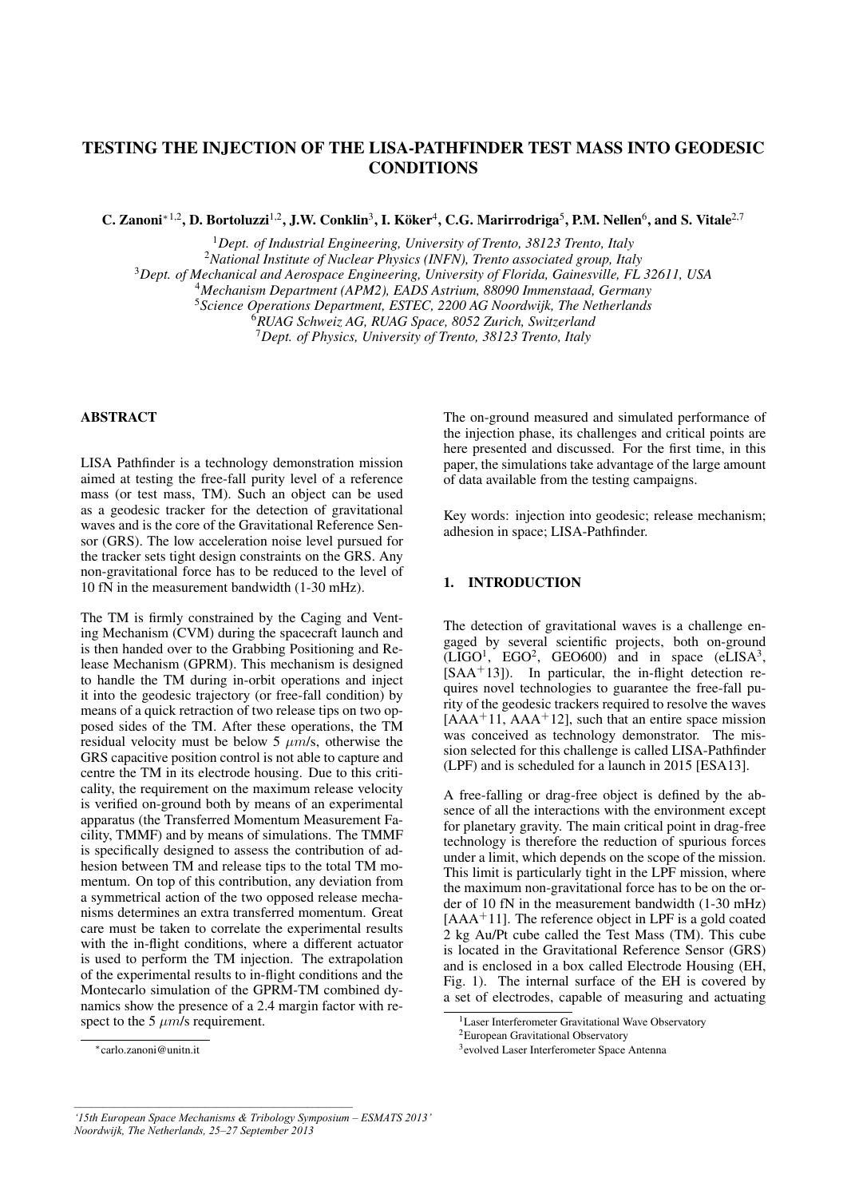# TESTING THE INJECTION OF THE LISA-PATHFINDER TEST MASS INTO GEODESIC CONDITIONS

**C. Zanoni*[1,2], D. Bortoluzzi[1,2], J.W. Conklin[3], I. Köker[4], C.G. Marirrodriga[5], P.M. Nellen[6], and S. Vitale[2,7]**

[1] *Dept. of Industrial Engineering, University of Trento, 38123 Trento, Italy*
[2] *National Institute of Nuclear Physics (INFN), Trento associated group, Italy*
[3] *Dept. of Mechanical and Aerospace Engineering, University of Florida, Gainesville, FL 32611, USA*
[4] *Mechanism Department (APM2), EADS Astrium, 88090 Immenstaad, Germany*
[5] *Science Operations Department, ESTEC, 2200 AG Noordwijk, The Netherlands*
[6] *RUAG Schweiz AG, RUAG Space, 8052 Zurich, Switzerland*
[7] *Dept. of Physics, University of Trento, 38123 Trento, Italy*

## ABSTRACT

LISA Pathfinder is a technology demonstration mission aimed at testing the free-fall purity level of a reference mass (or test mass, TM). Such an object can be used as a geodesic tracker for the detection of gravitational waves and is the core of the Gravitational Reference Sensor (GRS). The low acceleration noise level pursued for the tracker sets tight design constraints on the GRS. Any non-gravitational force has to be reduced to the level of 10 fN in the measurement bandwidth (1-30 mHz).

The TM is firmly constrained by the Caging and Venting Mechanism (CVM) during the spacecraft launch and is then handed over to the Grabbing Positioning and Release Mechanism (GPRM). This mechanism is designed to handle the TM during in-orbit operations and inject it into the geodesic trajectory (or free-fall condition) by means of a quick retraction of two release tips on two opposed sides of the TM. After these operations, the TM residual velocity must be below 5 $\mu m$/s, otherwise the GRS capacitive position control is not able to capture and centre the TM in its electrode housing. Due to this criticality, the requirement on the maximum release velocity is verified on-ground both by means of an experimental apparatus (the Transferred Momentum Measurement Facility, TMMF) and by means of simulations. The TMMF is specifically designed to assess the contribution of adhesion between TM and release tips to the total TM momentum. On top of this contribution, any deviation from a symmetrical action of the two opposed release mechanisms determines an extra transferred momentum. Great care must be taken to correlate the experimental results with the in-flight conditions, where a different actuator is used to perform the TM injection. The extrapolation of the experimental results to in-flight conditions and the Montecarlo simulation of the GPRM-TM combined dynamics show the presence of a 2.4 margin factor with respect to the 5 $\mu m$/s requirement.

The on-ground measured and simulated performance of the injection phase, its challenges and critical points are here presented and discussed. For the first time, in this paper, the simulations take advantage of the large amount of data available from the testing campaigns.

Key words: injection into geodesic; release mechanism; adhesion in space; LISA-Pathfinder.

## 1. INTRODUCTION

The detection of gravitational waves is a challenge engaged by several scientific projects, both on-ground (LIGO[1], EGO[2], GEO600) and in space (eLISA[3], [SAA+13]). In particular, the in-flight detection requires novel technologies to guarantee the free-fall purity of the geodesic trackers required to resolve the waves [AAA+11, AAA+12], such that an entire space mission was conceived as technology demonstrator. The mission selected for this challenge is called LISA-Pathfinder (LPF) and is scheduled for a launch in 2015 [ESA13].

A free-falling or drag-free object is defined by the absence of all the interactions with the environment except for planetary gravity. The main critical point in drag-free technology is therefore the reduction of spurious forces under a limit, which depends on the scope of the mission. This limit is particularly tight in the LPF mission, where the maximum non-gravitational force has to be on the order of 10 fN in the measurement bandwidth (1-30 mHz) [AAA+11]. The reference object in LPF is a gold coated 2 kg Au/Pt cube called the Test Mass (TM). This cube is located in the Gravitational Reference Sensor (GRS) and is enclosed in a box called Electrode Housing (EH, Fig. 1). The internal surface of the EH is covered by a set of electrodes, capable of measuring and actuating

---

*carlo.zanoni@unitn.it

[1] Laser Interferometer Gravitational Wave Observatory
[2] European Gravitational Observatory
[3] evolved Laser Interferometer Space Antenna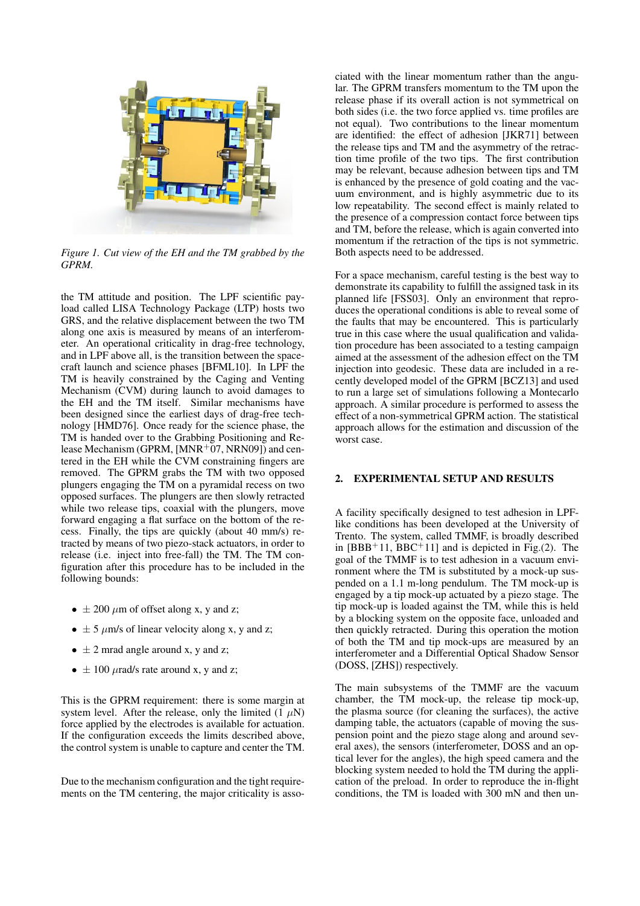*Figure 1. Cut view of the EH and the TM grabbed by the GPRM.*

the TM attitude and position. The LPF scientific payload called LISA Technology Package (LTP) hosts two GRS, and the relative displacement between the two TM along one axis is measured by means of an interferometer. An operational criticality in drag-free technology, and in LPF above all, is the transition between the spacecraft launch and science phases [BFML10]. In LPF the TM is heavily constrained by the Caging and Venting Mechanism (CVM) during launch to avoid damages to the EH and the TM itself. Similar mechanisms have been designed since the earliest days of drag-free technology [HMD76]. Once ready for the science phase, the TM is handed over to the Grabbing Positioning and Release Mechanism (GPRM, [MNR+07, NRN09]) and centered in the EH while the CVM constraining fingers are removed. The GPRM grabs the TM with two opposed plungers engaging the TM on a pyramidal recess on two opposed surfaces. The plungers are then slowly retracted while two release tips, coaxial with the plungers, move forward engaging a flat surface on the bottom of the recess. Finally, the tips are quickly (about 40 mm/s) retracted by means of two piezo-stack actuators, in order to release (i.e. inject into free-fall) the TM. The TM configuration after this procedure has to be included in the following bounds:

- $\pm$ 200 $\mu$m of offset along x, y and z;
- $\pm$ 5 $\mu$m/s of linear velocity along x, y and z;
- $\pm$ 2 mrad angle around x, y and z;
- $\pm$ 100 $\mu$rad/s rate around x, y and z;

This is the GPRM requirement: there is some margin at system level. After the release, only the limited (1 $\mu$N) force applied by the electrodes is available for actuation. If the configuration exceeds the limits described above, the control system is unable to capture and center the TM.

Due to the mechanism configuration and the tight requirements on the TM centering, the major criticality is associated with the linear momentum rather than the angular. The GPRM transfers momentum to the TM upon the release phase if its overall action is not symmetrical on both sides (i.e. the two force applied vs. time profiles are not equal). Two contributions to the linear momentum are identified: the effect of adhesion [JKR71] between the release tips and TM and the asymmetry of the retraction time profile of the two tips. The first contribution may be relevant, because adhesion between tips and TM is enhanced by the presence of gold coating and the vacuum environment, and is highly asymmetric due to its low repeatability. The second effect is mainly related to the presence of a compression contact force between tips and TM, before the release, which is again converted into momentum if the retraction of the tips is not symmetric. Both aspects need to be addressed.

For a space mechanism, careful testing is the best way to demonstrate its capability to fulfill the assigned task in its planned life [FSS03]. Only an environment that reproduces the operational conditions is able to reveal some of the faults that may be encountered. This is particularly true in this case where the usual qualification and validation procedure has been associated to a testing campaign aimed at the assessment of the adhesion effect on the TM injection into geodesic. These data are included in a recently developed model of the GPRM [BCZ13] and used to run a large set of simulations following a Montecarlo approach. A similar procedure is performed to assess the effect of a non-symmetrical GPRM action. The statistical approach allows for the estimation and discussion of the worst case.

## 2. EXPERIMENTAL SETUP AND RESULTS

A facility specifically designed to test adhesion in LPF-like conditions has been developed at the University of Trento. The system, called TMMF, is broadly described in [BBB+11, BBC+11] and is depicted in Fig.(2). The goal of the TMMF is to test adhesion in a vacuum environment where the TM is substituted by a mock-up suspended on a 1.1 m-long pendulum. The TM mock-up is engaged by a tip mock-up actuated by a piezo stage. The tip mock-up is loaded against the TM, while this is held by a blocking system on the opposite face, unloaded and then quickly retracted. During this operation the motion of both the TM and tip mock-ups are measured by an interferometer and a Differential Optical Shadow Sensor (DOSS, [ZHS]) respectively.

The main subsystems of the TMMF are the vacuum chamber, the TM mock-up, the release tip mock-up, the plasma source (for cleaning the surfaces), the active damping table, the actuators (capable of moving the suspension point and the piezo stage along and around several axes), the sensors (interferometer, DOSS and an optical lever for the angles), the high speed camera and the blocking system needed to hold the TM during the application of the preload. In order to reproduce the in-flight conditions, the TM is loaded with 300 mN and then un-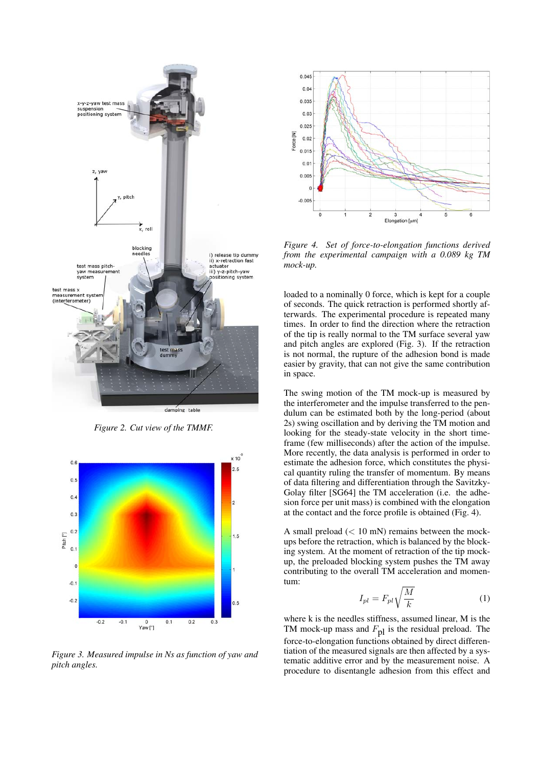*Figure 2. Cut view of the TMMF.*

*Figure 3. Measured impulse in Ns as function of yaw and pitch angles.*

*Figure 4. Set of force-to-elongation functions derived from the experimental campaign with a 0.089 kg TM mock-up.*

loaded to a nominally 0 force, which is kept for a couple of seconds. The quick retraction is performed shortly afterwards. The experimental procedure is repeated many times. In order to find the direction where the retraction of the tip is really normal to the TM surface several yaw and pitch angles are explored (Fig. 3). If the retraction is not normal, the rupture of the adhesion bond is made easier by gravity, that can not give the same contribution in space.

The swing motion of the TM mock-up is measured by the interferometer and the impulse transferred to the pendulum can be estimated both by the long-period (about 2s) swing oscillation and by deriving the TM motion and looking for the steady-state velocity in the short timeframe (few milliseconds) after the action of the impulse. More recently, the data analysis is performed in order to estimate the adhesion force, which constitutes the physical quantity ruling the transfer of momentum. By means of data filtering and differentiation through the Savitzky-Golay filter [SG64] the TM acceleration (i.e. the adhesion force per unit mass) is combined with the elongation at the contact and the force profile is obtained (Fig. 4).

A small preload (< 10 mN) remains between the mock-ups before the retraction, which is balanced by the blocking system. At the moment of retraction of the tip mock-up, the preloaded blocking system pushes the TM away contributing to the overall TM acceleration and momentum:

$$I_{pl} = F_{pl}\sqrt{\frac{M}{k}} \tag{1}$$

where k is the needles stiffness, assumed linear, M is the TM mock-up mass and $F_{\text{pl}}$ is the residual preload. The force-to-elongation functions obtained by direct differentiation of the measured signals are then affected by a systematic additive error and by the measurement noise. A procedure to disentangle adhesion from this effect and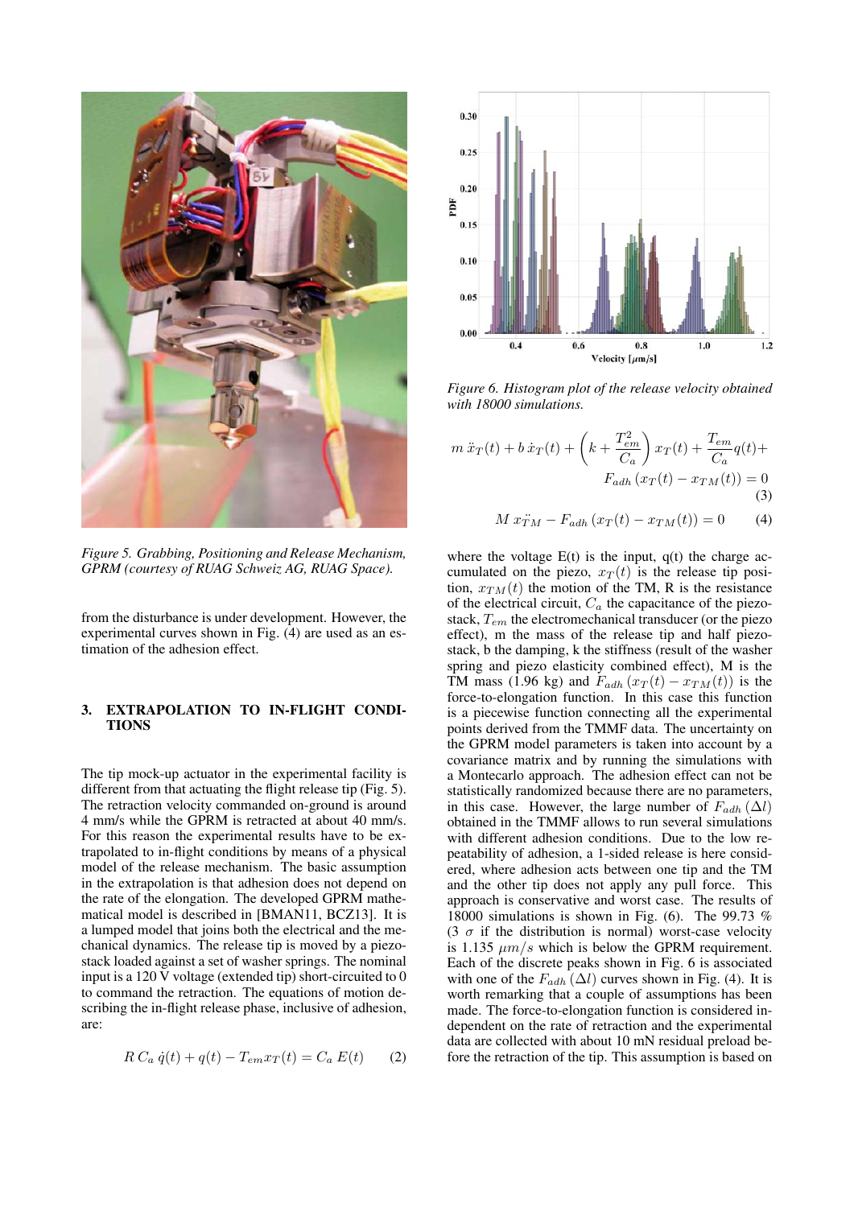*Figure 5. Grabbing, Positioning and Release Mechanism, GPRM (courtesy of RUAG Schweiz AG, RUAG Space).*

from the disturbance is under development. However, the experimental curves shown in Fig. (4) are used as an estimation of the adhesion effect.

## 3. EXTRAPOLATION TO IN-FLIGHT CONDITIONS

The tip mock-up actuator in the experimental facility is different from that actuating the flight release tip (Fig. 5). The retraction velocity commanded on-ground is around 4 mm/s while the GPRM is retracted at about 40 mm/s. For this reason the experimental results have to be extrapolated to in-flight conditions by means of a physical model of the release mechanism. The basic assumption in the extrapolation is that adhesion does not depend on the rate of the elongation. The developed GPRM mathematical model is described in [BMAN11, BCZ13]. It is a lumped model that joins both the electrical and the mechanical dynamics. The release tip is moved by a piezo-stack loaded against a set of washer springs. The nominal input is a 120 V voltage (extended tip) short-circuited to 0 to command the retraction. The equations of motion describing the in-flight release phase, inclusive of adhesion, are:

$$R\, C_a\, \dot{q}(t) + q(t) - T_{em} x_T(t) = C_a\, E(t) \qquad (2)$$

*Figure 6. Histogram plot of the release velocity obtained with 18000 simulations.*

$$m\, \ddot{x}_T(t) + b\, \dot{x}_T(t) + \left(k + \frac{T_{em}^2}{C_a}\right) x_T(t) + \frac{T_{em}}{C_a} q(t) + F_{adh}\left(x_T(t) - x_{TM}(t)\right) = 0 \qquad (3)$$

$$M\, \ddot{x_{TM}} - F_{adh}\left(x_T(t) - x_{TM}(t)\right) = 0 \qquad (4)$$

where the voltage E(t) is the input, q(t) the charge accumulated on the piezo, $x_T(t)$ is the release tip position, $x_{TM}(t)$ the motion of the TM, R is the resistance of the electrical circuit, $C_a$ the capacitance of the piezo-stack, $T_{em}$ the electromechanical transducer (or the piezo effect), m the mass of the release tip and half piezo-stack, b the damping, k the stiffness (result of the washer spring and piezo elasticity combined effect), M is the TM mass (1.96 kg) and $F_{adh}\left(x_T(t) - x_{TM}(t)\right)$ is the force-to-elongation function. In this case this function is a piecewise function connecting all the experimental points derived from the TMMF data. The uncertainty on the GPRM model parameters is taken into account by a covariance matrix and by running the simulations with a Montecarlo approach. The adhesion effect can not be statistically randomized because there are no parameters, in this case. However, the large number of $F_{adh}(\Delta l)$ obtained in the TMMF allows to run several simulations with different adhesion conditions. Due to the low repeatability of adhesion, a 1-sided release is here considered, where adhesion acts between one tip and the TM and the other tip does not apply any pull force. This approach is conservative and worst case. The results of 18000 simulations is shown in Fig. (6). The 99.73 % (3 $\sigma$ if the distribution is normal) worst-case velocity is 1.135 $\mu m/s$ which is below the GPRM requirement. Each of the discrete peaks shown in Fig. 6 is associated with one of the $F_{adh}(\Delta l)$ curves shown in Fig. (4). It is worth remarking that a couple of assumptions has been made. The force-to-elongation function is considered independent on the rate of retraction and the experimental data are collected with about 10 mN residual preload before the retraction of the tip. This assumption is based on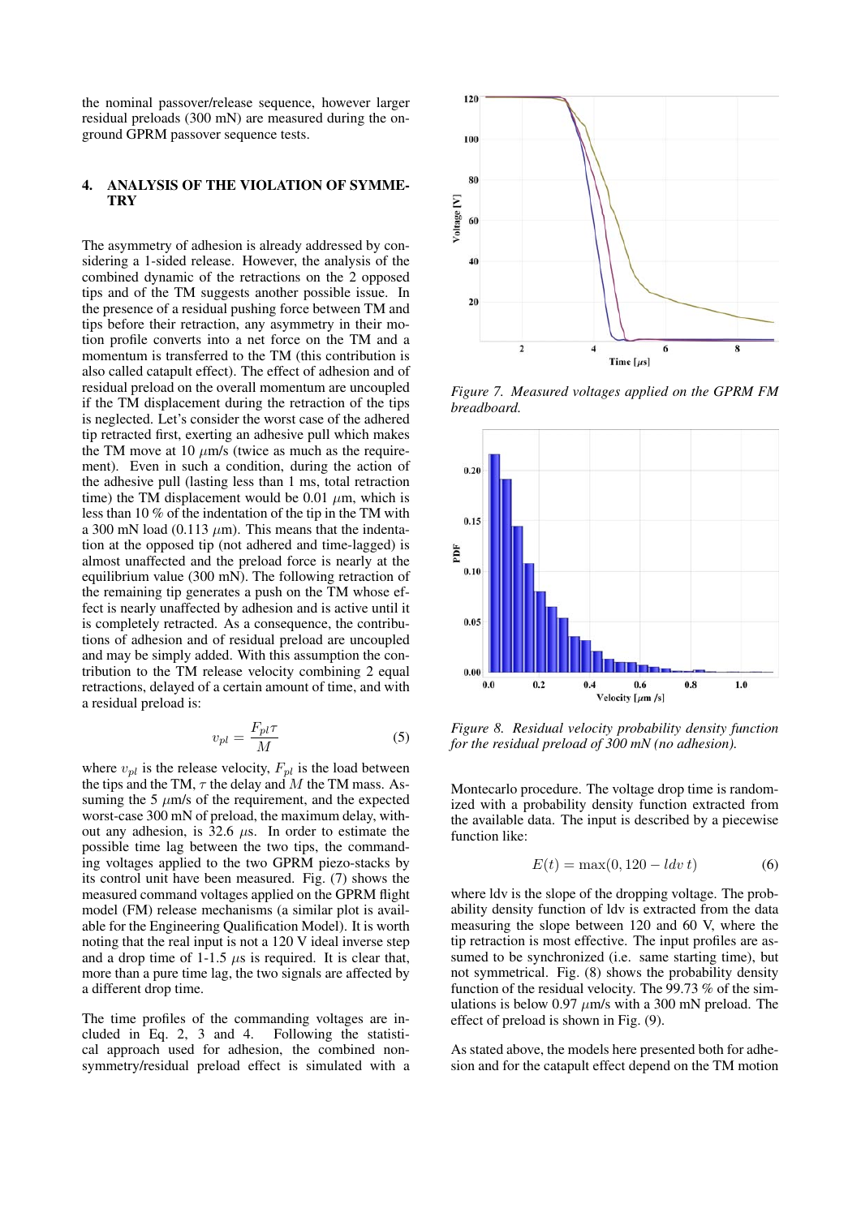the nominal passover/release sequence, however larger residual preloads (300 mN) are measured during the on-ground GPRM passover sequence tests.

## 4. ANALYSIS OF THE VIOLATION OF SYMMETRY

The asymmetry of adhesion is already addressed by considering a 1-sided release. However, the analysis of the combined dynamic of the retractions on the 2 opposed tips and of the TM suggests another possible issue. In the presence of a residual pushing force between TM and tips before their retraction, any asymmetry in their motion profile converts into a net force on the TM and a momentum is transferred to the TM (this contribution is also called catapult effect). The effect of adhesion and of residual preload on the overall momentum are uncoupled if the TM displacement during the retraction of the tips is neglected. Let's consider the worst case of the adhered tip retracted first, exerting an adhesive pull which makes the TM move at 10 $\mu$m/s (twice as much as the requirement). Even in such a condition, during the action of the adhesive pull (lasting less than 1 ms, total retraction time) the TM displacement would be 0.01 $\mu$m, which is less than 10 % of the indentation of the tip in the TM with a 300 mN load (0.113 $\mu$m). This means that the indentation at the opposed tip (not adhered and time-lagged) is almost unaffected and the preload force is nearly at the equilibrium value (300 mN). The following retraction of the remaining tip generates a push on the TM whose effect is nearly unaffected by adhesion and is active until it is completely retracted. As a consequence, the contributions of adhesion and of residual preload are uncoupled and may be simply added. With this assumption the contribution to the TM release velocity combining 2 equal retractions, delayed of a certain amount of time, and with a residual preload is:

$$v_{pl} = \frac{F_{pl}\tau}{M} \tag{5}$$

where $v_{pl}$ is the release velocity, $F_{pl}$ is the load between the tips and the TM, $\tau$ the delay and $M$ the TM mass. Assuming the 5 $\mu$m/s of the requirement, and the expected worst-case 300 mN of preload, the maximum delay, without any adhesion, is 32.6 $\mu$s. In order to estimate the possible time lag between the two tips, the commanding voltages applied to the two GPRM piezo-stacks by its control unit have been measured. Fig. (7) shows the measured command voltages applied on the GPRM flight model (FM) release mechanisms (a similar plot is available for the Engineering Qualification Model). It is worth noting that the real input is not a 120 V ideal inverse step and a drop time of 1-1.5 $\mu$s is required. It is clear that, more than a pure time lag, the two signals are affected by a different drop time.

The time profiles of the commanding voltages are included in Eq. 2, 3 and 4. Following the statistical approach used for adhesion, the combined non-symmetry/residual preload effect is simulated with a Montecarlo procedure. The voltage drop time is randomized with a probability density function extracted from the available data. The input is described by a piecewise function like:

$$E(t) = \max(0, 120 - ldv\, t) \tag{6}$$

where ldv is the slope of the dropping voltage. The probability density function of ldv is extracted from the data measuring the slope between 120 and 60 V, where the tip retraction is most effective. The input profiles are assumed to be synchronized (i.e. same starting time), but not symmetrical. Fig. (8) shows the probability density function of the residual velocity. The 99.73 % of the simulations is below 0.97 $\mu$m/s with a 300 mN preload. The effect of preload is shown in Fig. (9).

*Figure 7. Measured voltages applied on the GPRM FM breadboard.*

*Figure 8. Residual velocity probability density function for the residual preload of 300 mN (no adhesion).*

As stated above, the models here presented both for adhesion and for the catapult effect depend on the TM motion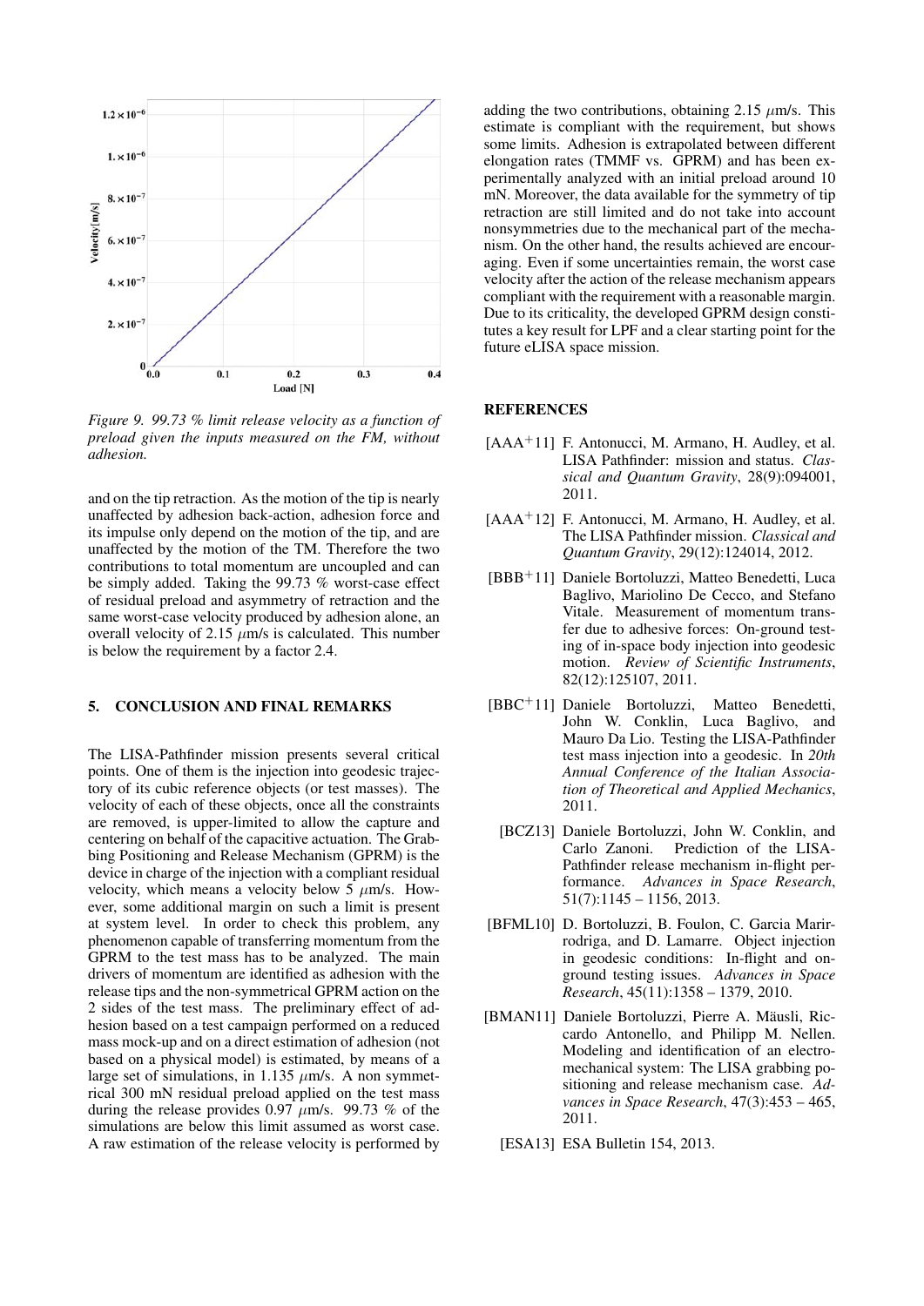*Figure 9. 99.73 % limit release velocity as a function of preload given the inputs measured on the FM, without adhesion.*

and on the tip retraction. As the motion of the tip is nearly unaffected by adhesion back-action, adhesion force and its impulse only depend on the motion of the tip, and are unaffected by the motion of the TM. Therefore the two contributions to total momentum are uncoupled and can be simply added. Taking the 99.73 % worst-case effect of residual preload and asymmetry of retraction and the same worst-case velocity produced by adhesion alone, an overall velocity of 2.15 $\mu$m/s is calculated. This number is below the requirement by a factor 2.4.

## 5. CONCLUSION AND FINAL REMARKS

The LISA-Pathfinder mission presents several critical points. One of them is the injection into geodesic trajectory of its cubic reference objects (or test masses). The velocity of each of these objects, once all the constraints are removed, is upper-limited to allow the capture and centering on behalf of the capacitive actuation. The Grabbing Positioning and Release Mechanism (GPRM) is the device in charge of the injection with a compliant residual velocity, which means a velocity below 5 $\mu$m/s. However, some additional margin on such a limit is present at system level. In order to check this problem, any phenomenon capable of transferring momentum from the GPRM to the test mass has to be analyzed. The main drivers of momentum are identified as adhesion with the release tips and the non-symmetrical GPRM action on the 2 sides of the test mass. The preliminary effect of adhesion based on a test campaign performed on a reduced mass mock-up and on a direct estimation of adhesion (not based on a physical model) is estimated, by means of a large set of simulations, in 1.135 $\mu$m/s. A non symmetrical 300 mN residual preload applied on the test mass during the release provides 0.97 $\mu$m/s. 99.73 % of the simulations are below this limit assumed as worst case. A raw estimation of the release velocity is performed by adding the two contributions, obtaining 2.15 $\mu$m/s. This estimate is compliant with the requirement, but shows some limits. Adhesion is extrapolated between different elongation rates (TMMF vs. GPRM) and has been experimentally analyzed with an initial preload around 10 mN. Moreover, the data available for the symmetry of tip retraction are still limited and do not take into account nonsymmetries due to the mechanical part of the mechanism. On the other hand, the results achieved are encouraging. Even if some uncertainties remain, the worst case velocity after the action of the release mechanism appears compliant with the requirement with a reasonable margin. Due to its criticality, the developed GPRM design constitutes a key result for LPF and a clear starting point for the future eLISA space mission.

## REFERENCES

- [AAA+11] F. Antonucci, M. Armano, H. Audley, et al. LISA Pathfinder: mission and status. *Classical and Quantum Gravity*, 28(9):094001, 2011.
- [AAA+12] F. Antonucci, M. Armano, H. Audley, et al. The LISA Pathfinder mission. *Classical and Quantum Gravity*, 29(12):124014, 2012.
- [BBB+11] Daniele Bortoluzzi, Matteo Benedetti, Luca Baglivo, Mariolino De Cecco, and Stefano Vitale. Measurement of momentum transfer due to adhesive forces: On-ground testing of in-space body injection into geodesic motion. *Review of Scientific Instruments*, 82(12):125107, 2011.
- [BBC+11] Daniele Bortoluzzi, Matteo Benedetti, John W. Conklin, Luca Baglivo, and Mauro Da Lio. Testing the LISA-Pathfinder test mass injection into a geodesic. In *20th Annual Conference of the Italian Association of Theoretical and Applied Mechanics*, 2011.
- [BCZ13] Daniele Bortoluzzi, John W. Conklin, and Carlo Zanoni. Prediction of the LISA-Pathfinder release mechanism in-flight performance. *Advances in Space Research*, 51(7):1145 – 1156, 2013.
- [BFML10] D. Bortoluzzi, B. Foulon, C. Garcia Marirrodriga, and D. Lamarre. Object injection in geodesic conditions: In-flight and on-ground testing issues. *Advances in Space Research*, 45(11):1358 – 1379, 2010.
- [BMAN11] Daniele Bortoluzzi, Pierre A. Mäusli, Riccardo Antonello, and Philipp M. Nellen. Modeling and identification of an electromechanical system: The LISA grabbing positioning and release mechanism case. *Advances in Space Research*, 47(3):453 – 465, 2011.
- [ESA13] ESA Bulletin 154, 2013.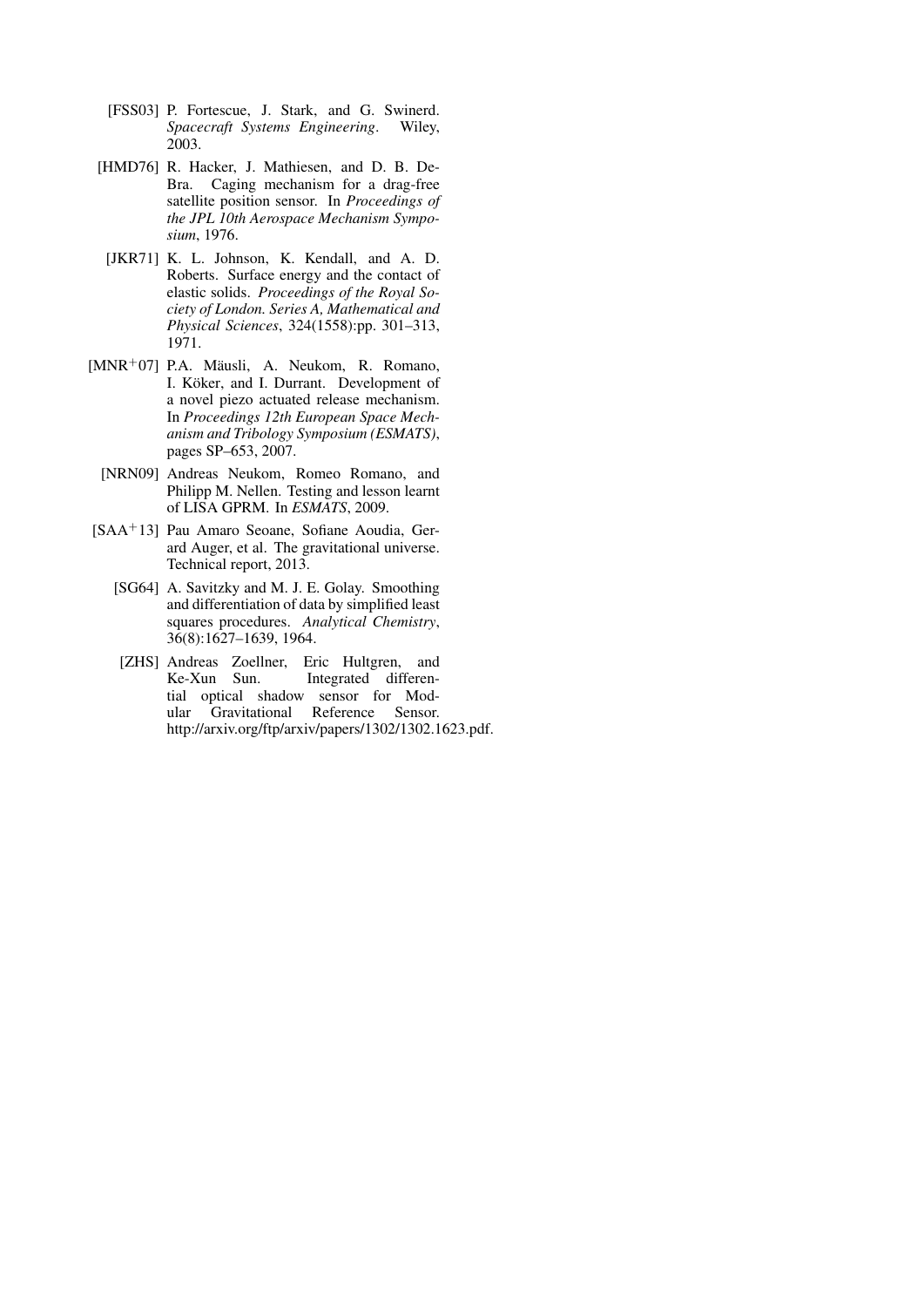[FSS03] P. Fortescue, J. Stark, and G. Swinerd. *Spacecraft Systems Engineering*. Wiley, 2003.

[HMD76] R. Hacker, J. Mathiesen, and D. B. DeBra. Caging mechanism for a drag-free satellite position sensor. In *Proceedings of the JPL 10th Aerospace Mechanism Symposium*, 1976.

[JKR71] K. L. Johnson, K. Kendall, and A. D. Roberts. Surface energy and the contact of elastic solids. *Proceedings of the Royal Society of London. Series A, Mathematical and Physical Sciences*, 324(1558):pp. 301–313, 1971.

[MNR+07] P.A. Mäusli, A. Neukom, R. Romano, I. Köker, and I. Durrant. Development of a novel piezo actuated release mechanism. In *Proceedings 12th European Space Mechanism and Tribology Symposium (ESMATS)*, pages SP–653, 2007.

[NRN09] Andreas Neukom, Romeo Romano, and Philipp M. Nellen. Testing and lesson learnt of LISA GPRM. In *ESMATS*, 2009.

[SAA+13] Pau Amaro Seoane, Sofiane Aoudia, Gerard Auger, et al. The gravitational universe. Technical report, 2013.

[SG64] A. Savitzky and M. J. E. Golay. Smoothing and differentiation of data by simplified least squares procedures. *Analytical Chemistry*, 36(8):1627–1639, 1964.

[ZHS] Andreas Zoellner, Eric Hultgren, and Ke-Xun Sun. Integrated differential optical shadow sensor for Modular Gravitational Reference Sensor. http://arxiv.org/ftp/arxiv/papers/1302/1302.1623.pdf.